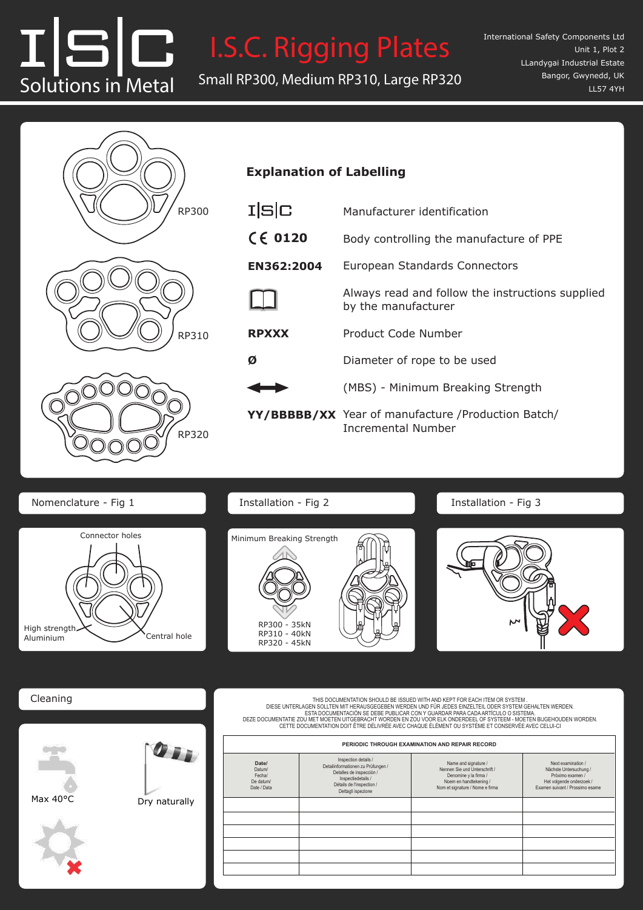# I.S.C. Rigging Plates

Small RP300, Medium RP310, Large RP320

I|S|C Solutions in Metal

International Safety Components Ltd
Unit 1, Plot 2
LLandygai Industrial Estate
Bangor, Gwynedd, UK
LL57 4YH

RP300

RP310

RP320

## Explanation of Labelling

| | |
|---|---|
| I\|S\|C | Manufacturer identification |
| CE 0120 | Body controlling the manufacture of PPE |
| **EN362:2004** | European Standards Connectors |
| (book symbol) | Always read and follow the instructions supplied by the manufacturer |
| **RPXXX** | Product Code Number |
| Ø | Diameter of rope to be used |
| ⟷ | (MBS) - Minimum Breaking Strength |
| **YY/BBBBB/XX** | Year of manufacture /Production Batch/ Incremental Number |

### Nomenclature - Fig 1

Connector holes

High strength Aluminium

Central hole

### Installation - Fig 2

Minimum Breaking Strength

RP300 - 35kN
RP310 - 40kN
RP320 - 45kN

### Installation - Fig 3

### Cleaning

Max 40°C

Dry naturally

THIS DOCUMENTATION SHOULD BE ISSUED WITH AND KEPT FOR EACH ITEM OR SYSTEM .
DIESE UNTERLAGEN SOLLTEN MIT HERAUSGEGEBEN WERDEN UND FÜR JEDES EINZELTEIL ODER SYSTEM GEHALTEN WERDEN.
ESTA DOCUMENTACIÓN SE DEBE PUBLICAR CON Y GUARDAR PARA CADA ARTICULO O SISTEMA.
DEZE DOCUMENTATIE ZOU MET MOETEN UITGEBRACHT WORDEN EN ZOU VOOR ELK ONDERDEEL OF SYSTEEM - MOETEN BIJGEHOUDEN WORDEN.
CETTE DOCUMENTATION DOIT ÊTRE DÉLIVRÉE AVEC CHAQUE ÉLÉMENT OU SYSTÈME ET CONSERVÉE AVEC CELUI-CI

**PERIODIC THROUGH EXAMINATION AND REPAIR RECORD**

| **Date/** Datum/ Fecha/ De datum/ Date / Data | Inspection details / Detailinformationen zu Prüfungen / Detalles de inspección / Inspectiedetails / Détails de l'inspection / Dettagli ispezione | Name and signature / Nennen Sie und Unterschrift / Denomine y la firma / Noem en handtekening / Nom et signature / Nome e firma | Next examination / Nächste Untersuchung / Próximo examen / Het volgende onderzoek / Examen suivant / Prossimo esame |
|---|---|---|---|
| | | | |
| | | | |
| | | | |
| | | | |
| | | | |
| | | | |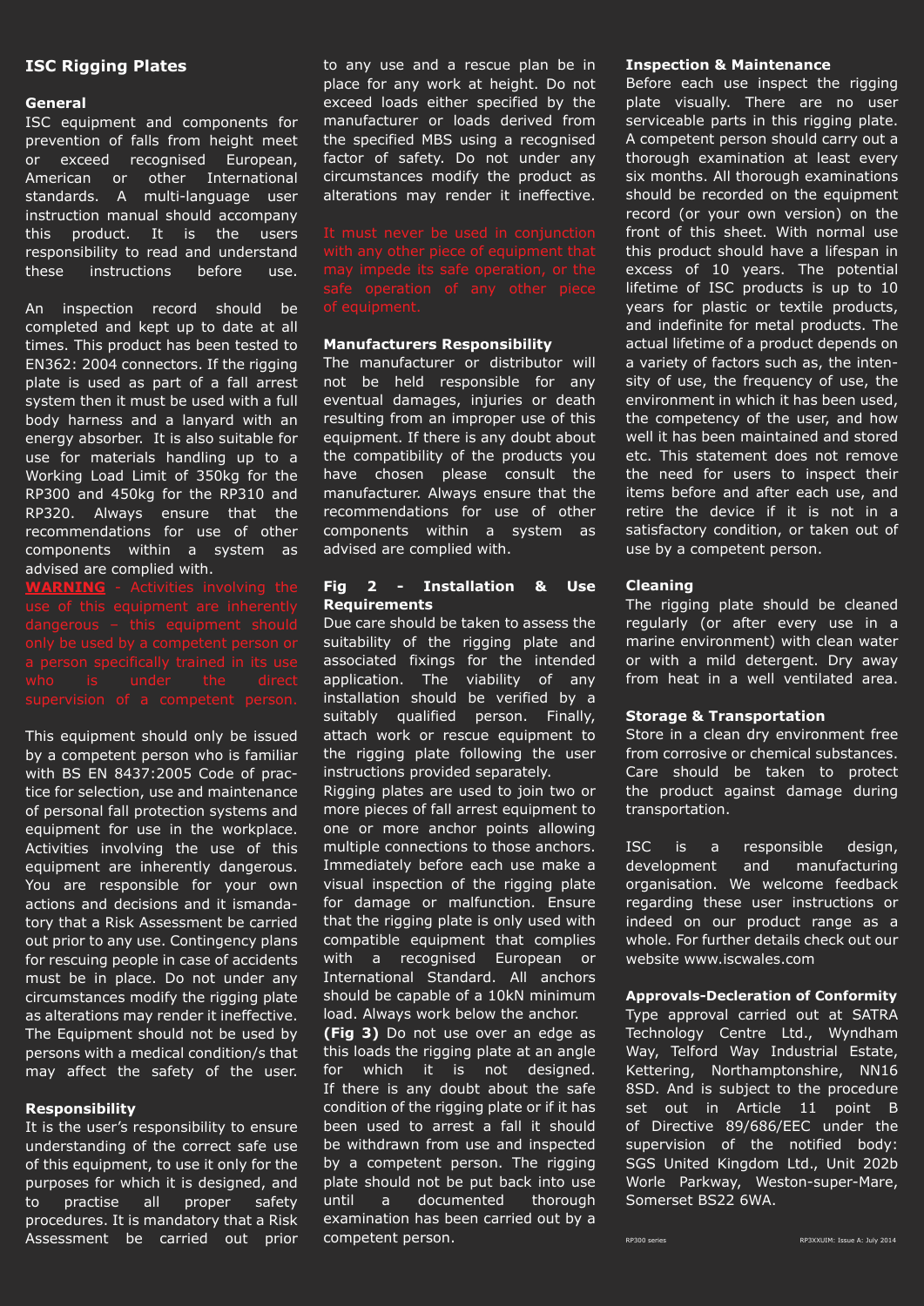## ISC Rigging Plates

### General

ISC equipment and components for prevention of falls from height meet or exceed recognised European, American or other International standards. A multi-language user instruction manual should accompany this product. It is the users responsibility to read and understand these instructions before use.

An inspection record should be completed and kept up to date at all times. This product has been tested to EN362: 2004 connectors. If the rigging plate is used as part of a fall arrest system then it must be used with a full body harness and a lanyard with an energy absorber. It is also suitable for use for materials handling up to a Working Load Limit of 350kg for the RP300 and 450kg for the RP310 and RP320. Always ensure that the recommendations for use of other components within a system as advised are complied with.

**WARNING** - Activities involving the use of this equipment are inherently dangerous – this equipment should only be used by a competent person or a person specifically trained in its use who is under the direct supervision of a competent person.

This equipment should only be issued by a competent person who is familiar with BS EN 8437:2005 Code of practice for selection, use and maintenance of personal fall protection systems and equipment for use in the workplace. Activities involving the use of this equipment are inherently dangerous. You are responsible for your own actions and decisions and it ismandatory that a Risk Assessment be carried out prior to any use. Contingency plans for rescuing people in case of accidents must be in place. Do not under any circumstances modify the rigging plate as alterations may render it ineffective. The Equipment should not be used by persons with a medical condition/s that may affect the safety of the user.

### Responsibility

It is the user's responsibility to ensure understanding of the correct safe use of this equipment, to use it only for the purposes for which it is designed, and to practise all proper safety procedures. It is mandatory that a Risk Assessment be carried out prior to any use and a rescue plan be in place for any work at height. Do not exceed loads either specified by the manufacturer or loads derived from the specified MBS using a recognised factor of safety. Do not under any circumstances modify the product as alterations may render it ineffective.

It must never be used in conjunction with any other piece of equipment that may impede its safe operation, or the safe operation of any other piece of equipment.

### Manufacturers Responsibility

The manufacturer or distributor will not be held responsible for any eventual damages, injuries or death resulting from an improper use of this equipment. If there is any doubt about the compatibility of the products you have chosen please consult the manufacturer. Always ensure that the recommendations for use of other components within a system as advised are complied with.

### Fig 2 - Installation & Use Requirements

Due care should be taken to assess the suitability of the rigging plate and associated fixings for the intended application. The viability of any installation should be verified by a suitably qualified person. Finally, attach work or rescue equipment to the rigging plate following the user instructions provided separately.

Rigging plates are used to join two or more pieces of fall arrest equipment to one or more anchor points allowing multiple connections to those anchors. Immediately before each use make a visual inspection of the rigging plate for damage or malfunction. Ensure that the rigging plate is only used with compatible equipment that complies with a recognised European or International Standard. All anchors should be capable of a 10kN minimum load. Always work below the anchor.

**(Fig 3)** Do not use over an edge as this loads the rigging plate at an angle for which it is not designed. If there is any doubt about the safe condition of the rigging plate or if it has been used to arrest a fall it should be withdrawn from use and inspected by a competent person. The rigging plate should not be put back into use until a documented thorough examination has been carried out by a competent person.

### Inspection & Maintenance

Before each use inspect the rigging plate visually. There are no user serviceable parts in this rigging plate. A competent person should carry out a thorough examination at least every six months. All thorough examinations should be recorded on the equipment record (or your own version) on the front of this sheet. With normal use this product should have a lifespan in excess of 10 years. The potential lifetime of ISC products is up to 10 years for plastic or textile products, and indefinite for metal products. The actual lifetime of a product depends on a variety of factors such as, the intensity of use, the frequency of use, the environment in which it has been used, the competency of the user, and how well it has been maintained and stored etc. This statement does not remove the need for users to inspect their items before and after each use, and retire the device if it is not in a satisfactory condition, or taken out of use by a competent person.

### Cleaning

The rigging plate should be cleaned regularly (or after every use in a marine environment) with clean water or with a mild detergent. Dry away from heat in a well ventilated area.

### Storage & Transportation

Store in a clean dry environment free from corrosive or chemical substances. Care should be taken to protect the product against damage during transportation.

ISC is a responsible design, development and manufacturing organisation. We welcome feedback regarding these user instructions or indeed on our product range as a whole. For further details check out our website www.iscwales.com

### Approvals-Decleration of Conformity

Type approval carried out at SATRA Technology Centre Ltd., Wyndham Way, Telford Way Industrial Estate, Kettering, Northamptonshire, NN16 8SD. And is subject to the procedure set out in Article 11 point B of Directive 89/686/EEC under the supervision of the notified body: SGS United Kingdom Ltd., Unit 202b Worle Parkway, Weston-super-Mare, Somerset BS22 6WA.

RP300 series RP3XXUIM: Issue A: July 2014